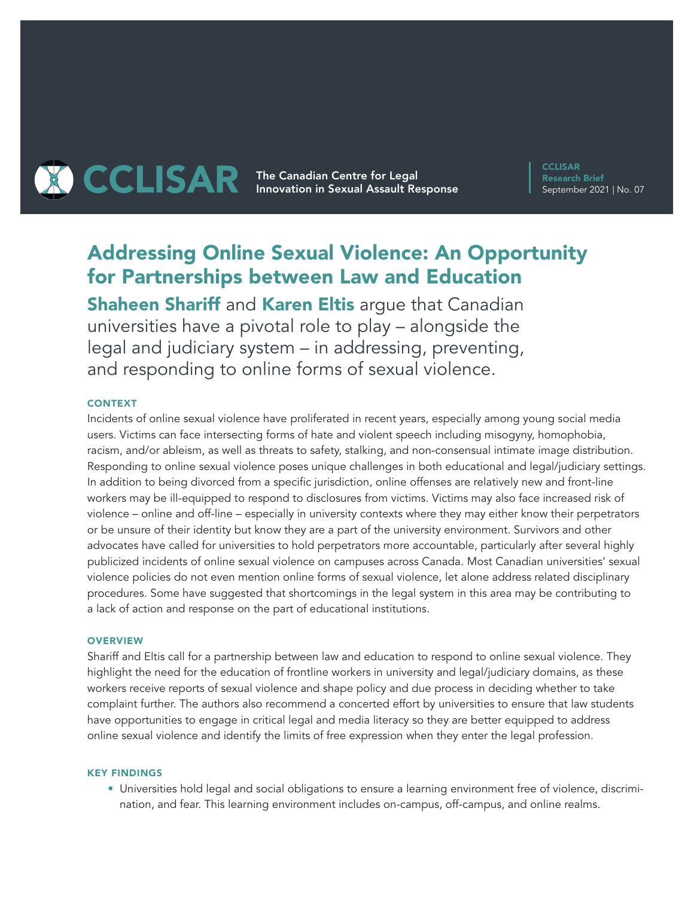CCLISAR The Canadian Centre for Legal Innovation in Sexual Assault Response

CCLISAR Research Brief
September 2021 | No. 07

# Addressing Online Sexual Violence: An Opportunity for Partnerships between Law and Education

**Shaheen Shariff** and **Karen Eltis** argue that Canadian universities have a pivotal role to play – alongside the legal and judiciary system – in addressing, preventing, and responding to online forms of sexual violence.

### CONTEXT

Incidents of online sexual violence have proliferated in recent years, especially among young social media users. Victims can face intersecting forms of hate and violent speech including misogyny, homophobia, racism, and/or ableism, as well as threats to safety, stalking, and non-consensual intimate image distribution. Responding to online sexual violence poses unique challenges in both educational and legal/judiciary settings. In addition to being divorced from a specific jurisdiction, online offenses are relatively new and front-line workers may be ill-equipped to respond to disclosures from victims. Victims may also face increased risk of violence – online and off-line – especially in university contexts where they may either know their perpetrators or be unsure of their identity but know they are a part of the university environment. Survivors and other advocates have called for universities to hold perpetrators more accountable, particularly after several highly publicized incidents of online sexual violence on campuses across Canada. Most Canadian universities' sexual violence policies do not even mention online forms of sexual violence, let alone address related disciplinary procedures. Some have suggested that shortcomings in the legal system in this area may be contributing to a lack of action and response on the part of educational institutions.

### OVERVIEW

Shariff and Eltis call for a partnership between law and education to respond to online sexual violence. They highlight the need for the education of frontline workers in university and legal/judiciary domains, as these workers receive reports of sexual violence and shape policy and due process in deciding whether to take complaint further. The authors also recommend a concerted effort by universities to ensure that law students have opportunities to engage in critical legal and media literacy so they are better equipped to address online sexual violence and identify the limits of free expression when they enter the legal profession.

### KEY FINDINGS

- Universities hold legal and social obligations to ensure a learning environment free of violence, discrimination, and fear. This learning environment includes on-campus, off-campus, and online realms.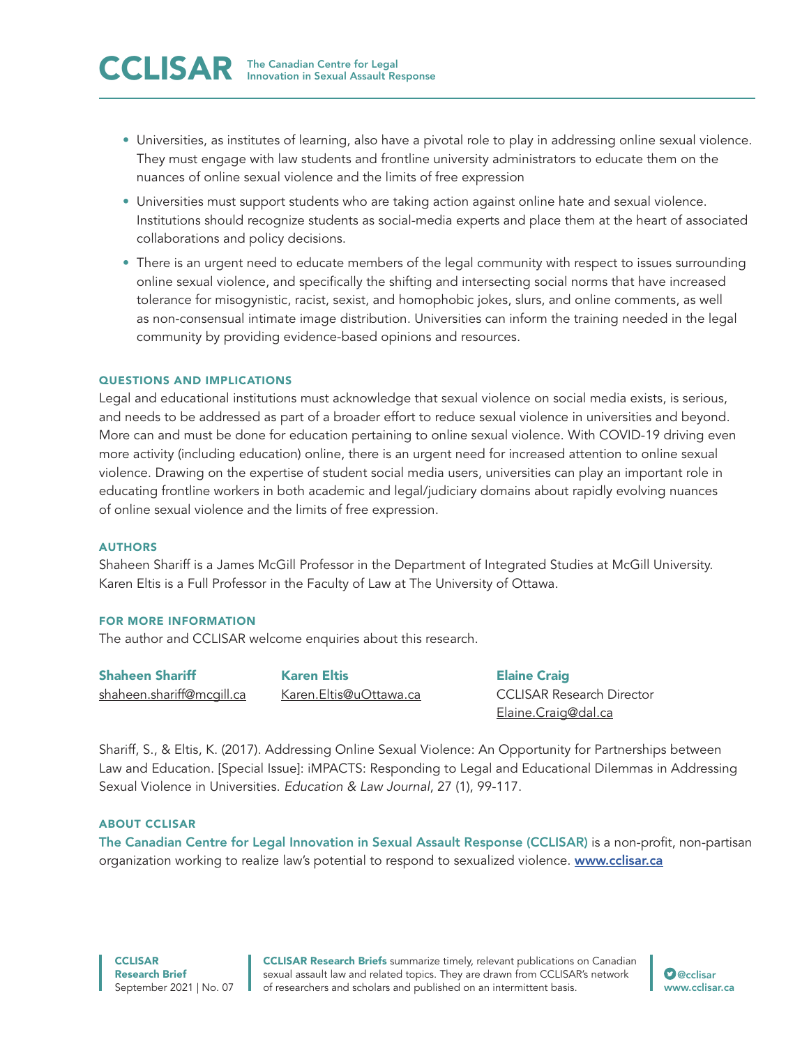- Universities, as institutes of learning, also have a pivotal role to play in addressing online sexual violence. They must engage with law students and frontline university administrators to educate them on the nuances of online sexual violence and the limits of free expression
- Universities must support students who are taking action against online hate and sexual violence. Institutions should recognize students as social-media experts and place them at the heart of associated collaborations and policy decisions.
- There is an urgent need to educate members of the legal community with respect to issues surrounding online sexual violence, and specifically the shifting and intersecting social norms that have increased tolerance for misogynistic, racist, sexist, and homophobic jokes, slurs, and online comments, as well as non-consensual intimate image distribution. Universities can inform the training needed in the legal community by providing evidence-based opinions and resources.

## QUESTIONS AND IMPLICATIONS

Legal and educational institutions must acknowledge that sexual violence on social media exists, is serious, and needs to be addressed as part of a broader effort to reduce sexual violence in universities and beyond. More can and must be done for education pertaining to online sexual violence. With COVID-19 driving even more activity (including education) online, there is an urgent need for increased attention to online sexual violence. Drawing on the expertise of student social media users, universities can play an important role in educating frontline workers in both academic and legal/judiciary domains about rapidly evolving nuances of online sexual violence and the limits of free expression.

## AUTHORS

Shaheen Shariff is a James McGill Professor in the Department of Integrated Studies at McGill University. Karen Eltis is a Full Professor in the Faculty of Law at The University of Ottawa.

## FOR MORE INFORMATION

The author and CCLISAR welcome enquiries about this research.

**Shaheen Shariff**
shaheen.shariff@mcgill.ca

**Karen Eltis**
Karen.Eltis@uOttawa.ca

**Elaine Craig**
CCLISAR Research Director
Elaine.Craig@dal.ca

Shariff, S., & Eltis, K. (2017). Addressing Online Sexual Violence: An Opportunity for Partnerships between Law and Education. [Special Issue]: iMPACTS: Responding to Legal and Educational Dilemmas in Addressing Sexual Violence in Universities. *Education & Law Journal*, 27 (1), 99-117.

## ABOUT CCLISAR

The Canadian Centre for Legal Innovation in Sexual Assault Response (CCLISAR) is a non-profit, non-partisan organization working to realize law's potential to respond to sexualized violence. www.cclisar.ca

**CCLISAR Research Brief**
September 2021 | No. 07

**CCLISAR Research Briefs** summarize timely, relevant publications on Canadian sexual assault law and related topics. They are drawn from CCLISAR's network of researchers and scholars and published on an intermittent basis.

@cclisar
www.cclisar.ca